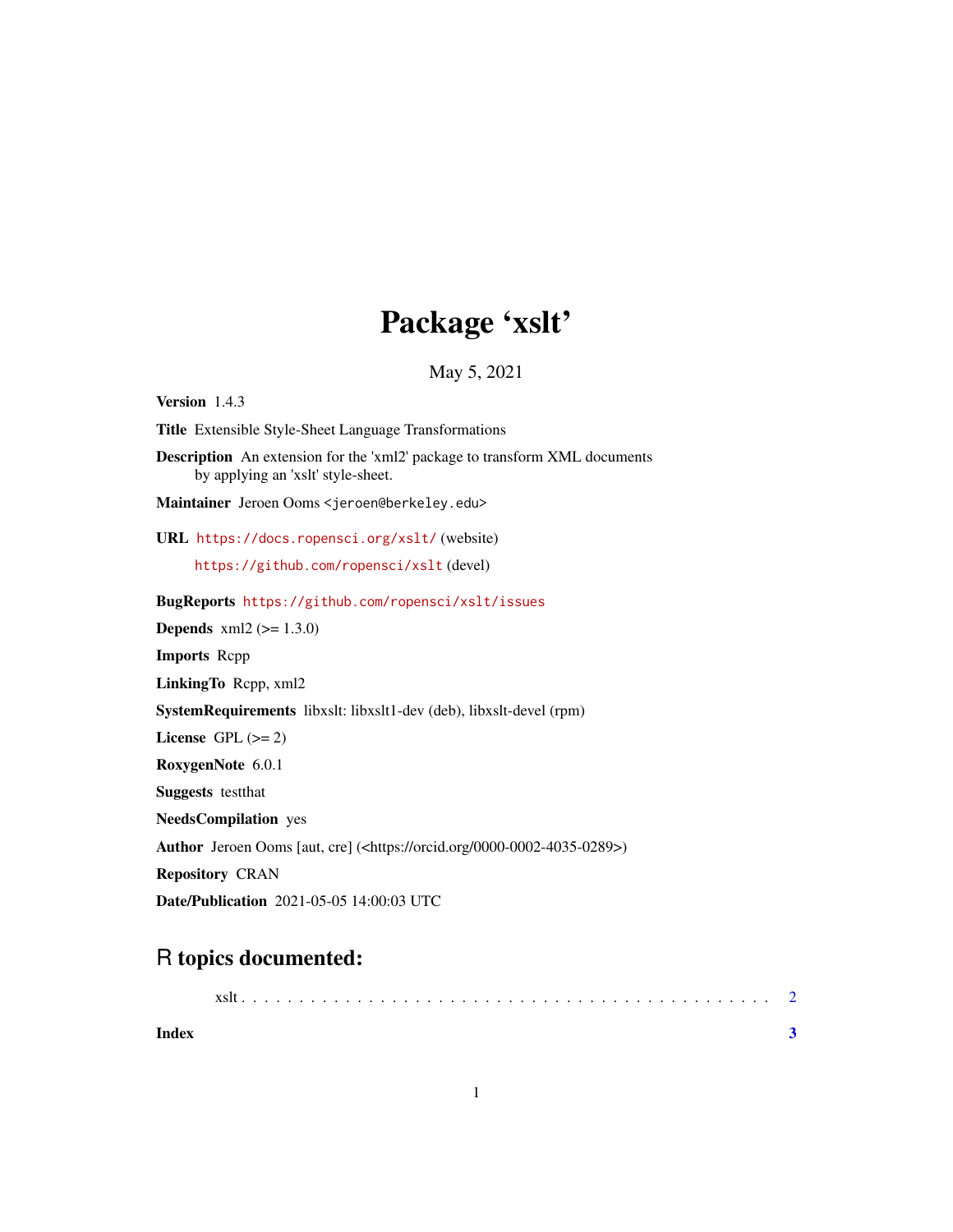# Package 'xslt'

May 5, 2021

**Version** 1.4.3

**Title** Extensible Style-Sheet Language Transformations

**Description** An extension for the 'xml2' package to transform XML documents by applying an 'xslt' style-sheet.

**Maintainer** Jeroen Ooms <jeroen@berkeley.edu>

**URL** https://docs.ropensci.org/xslt/ (website)
https://github.com/ropensci/xslt (devel)

**BugReports** https://github.com/ropensci/xslt/issues

**Depends** xml2 (>= 1.3.0)

**Imports** Rcpp

**LinkingTo** Rcpp, xml2

**SystemRequirements** libxslt: libxslt1-dev (deb), libxslt-devel (rpm)

**License** GPL (>= 2)

**RoxygenNote** 6.0.1

**Suggests** testthat

**NeedsCompilation** yes

**Author** Jeroen Ooms [aut, cre] (<https://orcid.org/0000-0002-4035-0289>)

**Repository** CRAN

**Date/Publication** 2021-05-05 14:00:03 UTC

## R topics documented:

xslt . . . . . . . . . . . . . . . . . . . . . . . . . . . . . . . . . . . . . . . . . . . . 2

**Index** **3**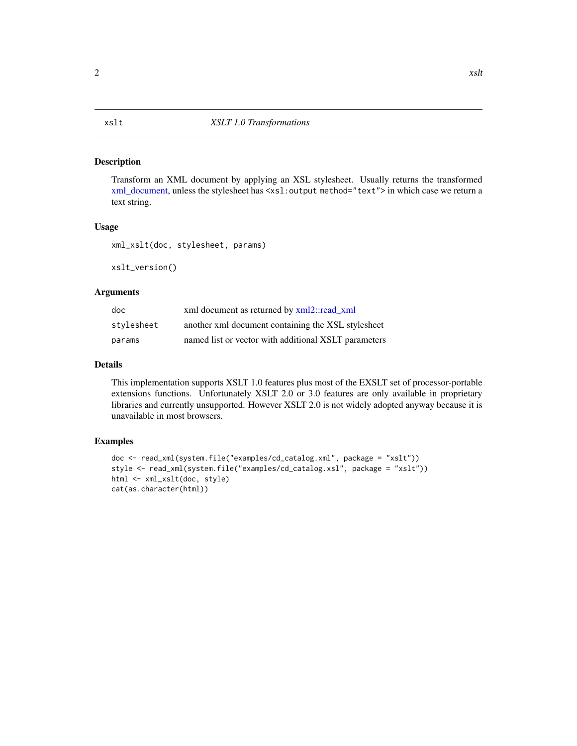# xslt — *XSLT 1.0 Transformations*

## Description

Transform an XML document by applying an XSL stylesheet. Usually returns the transformed xml_document, unless the stylesheet has `<xsl:output method="text">` in which case we return a text string.

## Usage

```
xml_xslt(doc, stylesheet, params)

xslt_version()
```

## Arguments

| | |
|---|---|
| `doc` | xml document as returned by xml2::read_xml |
| `stylesheet` | another xml document containing the XSL stylesheet |
| `params` | named list or vector with additional XSLT parameters |

## Details

This implementation supports XSLT 1.0 features plus most of the EXSLT set of processor-portable extensions functions. Unfortunately XSLT 2.0 or 3.0 features are only available in proprietary libraries and currently unsupported. However XSLT 2.0 is not widely adopted anyway because it is unavailable in most browsers.

## Examples

```
doc <- read_xml(system.file("examples/cd_catalog.xml", package = "xslt"))
style <- read_xml(system.file("examples/cd_catalog.xsl", package = "xslt"))
html <- xml_xslt(doc, style)
cat(as.character(html))
```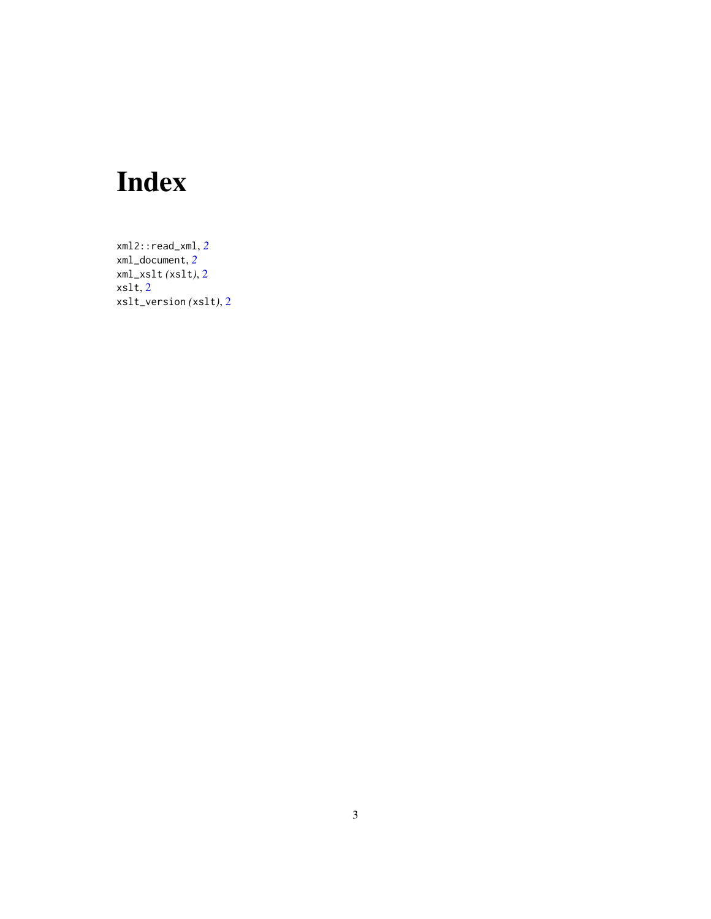# Index

xml2::read_xml, *2*
xml_document, *2*
xml_xslt (xslt), 2
xslt, 2
xslt_version (xslt), 2